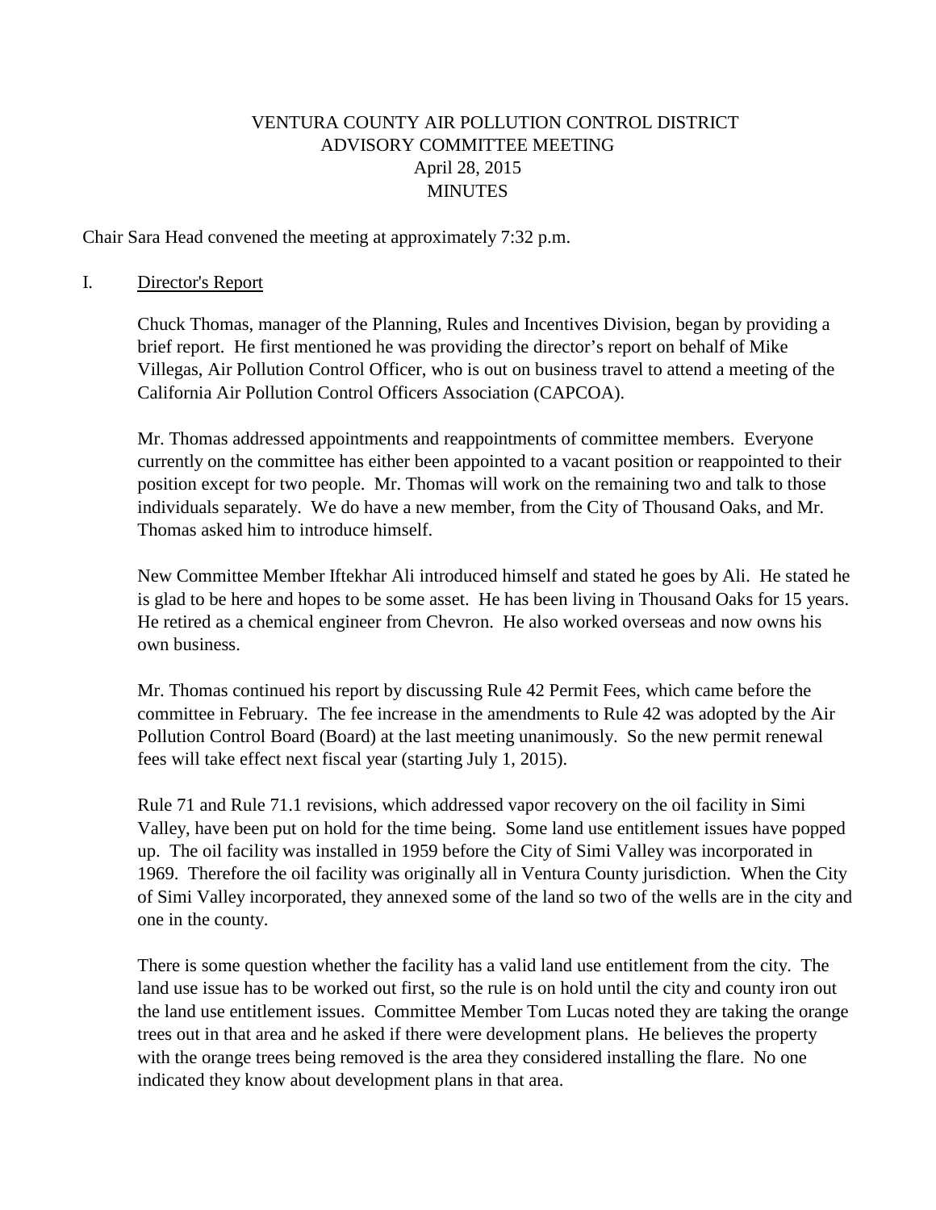# VENTURA COUNTY AIR POLLUTION CONTROL DISTRICT
## ADVISORY COMMITTEE MEETING
### April 28, 2015
### MINUTES

Chair Sara Head convened the meeting at approximately 7:32 p.m.

I. Director's Report

Chuck Thomas, manager of the Planning, Rules and Incentives Division, began by providing a brief report. He first mentioned he was providing the director's report on behalf of Mike Villegas, Air Pollution Control Officer, who is out on business travel to attend a meeting of the California Air Pollution Control Officers Association (CAPCOA).

Mr. Thomas addressed appointments and reappointments of committee members. Everyone currently on the committee has either been appointed to a vacant position or reappointed to their position except for two people. Mr. Thomas will work on the remaining two and talk to those individuals separately. We do have a new member, from the City of Thousand Oaks, and Mr. Thomas asked him to introduce himself.

New Committee Member Iftekhar Ali introduced himself and stated he goes by Ali. He stated he is glad to be here and hopes to be some asset. He has been living in Thousand Oaks for 15 years. He retired as a chemical engineer from Chevron. He also worked overseas and now owns his own business.

Mr. Thomas continued his report by discussing Rule 42 Permit Fees, which came before the committee in February. The fee increase in the amendments to Rule 42 was adopted by the Air Pollution Control Board (Board) at the last meeting unanimously. So the new permit renewal fees will take effect next fiscal year (starting July 1, 2015).

Rule 71 and Rule 71.1 revisions, which addressed vapor recovery on the oil facility in Simi Valley, have been put on hold for the time being. Some land use entitlement issues have popped up. The oil facility was installed in 1959 before the City of Simi Valley was incorporated in 1969. Therefore the oil facility was originally all in Ventura County jurisdiction. When the City of Simi Valley incorporated, they annexed some of the land so two of the wells are in the city and one in the county.

There is some question whether the facility has a valid land use entitlement from the city. The land use issue has to be worked out first, so the rule is on hold until the city and county iron out the land use entitlement issues. Committee Member Tom Lucas noted they are taking the orange trees out in that area and he asked if there were development plans. He believes the property with the orange trees being removed is the area they considered installing the flare. No one indicated they know about development plans in that area.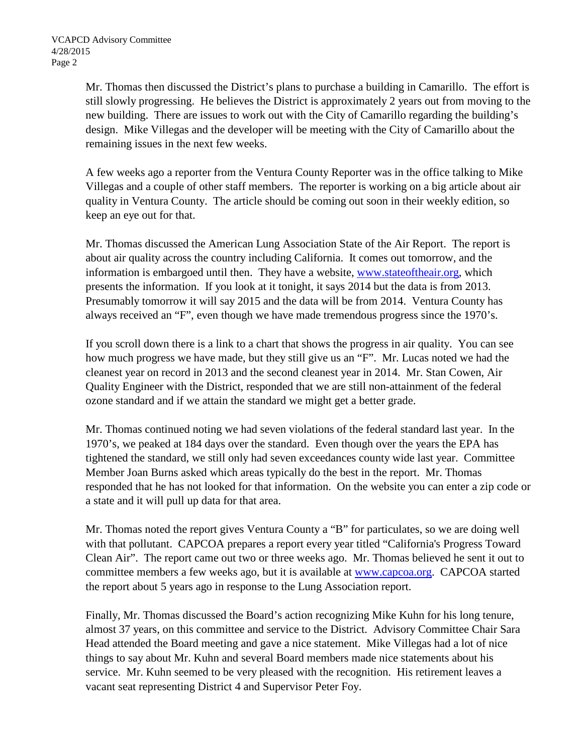Mr. Thomas then discussed the District's plans to purchase a building in Camarillo. The effort is still slowly progressing. He believes the District is approximately 2 years out from moving to the new building. There are issues to work out with the City of Camarillo regarding the building's design. Mike Villegas and the developer will be meeting with the City of Camarillo about the remaining issues in the next few weeks.

A few weeks ago a reporter from the Ventura County Reporter was in the office talking to Mike Villegas and a couple of other staff members. The reporter is working on a big article about air quality in Ventura County. The article should be coming out soon in their weekly edition, so keep an eye out for that.

Mr. Thomas discussed the American Lung Association State of the Air Report. The report is about air quality across the country including California. It comes out tomorrow, and the information is embargoed until then. They have a website, www.stateoftheair.org, which presents the information. If you look at it tonight, it says 2014 but the data is from 2013. Presumably tomorrow it will say 2015 and the data will be from 2014. Ventura County has always received an "F", even though we have made tremendous progress since the 1970's.

If you scroll down there is a link to a chart that shows the progress in air quality. You can see how much progress we have made, but they still give us an "F". Mr. Lucas noted we had the cleanest year on record in 2013 and the second cleanest year in 2014. Mr. Stan Cowen, Air Quality Engineer with the District, responded that we are still non-attainment of the federal ozone standard and if we attain the standard we might get a better grade.

Mr. Thomas continued noting we had seven violations of the federal standard last year. In the 1970's, we peaked at 184 days over the standard. Even though over the years the EPA has tightened the standard, we still only had seven exceedances county wide last year. Committee Member Joan Burns asked which areas typically do the best in the report. Mr. Thomas responded that he has not looked for that information. On the website you can enter a zip code or a state and it will pull up data for that area.

Mr. Thomas noted the report gives Ventura County a "B" for particulates, so we are doing well with that pollutant. CAPCOA prepares a report every year titled "California's Progress Toward Clean Air". The report came out two or three weeks ago. Mr. Thomas believed he sent it out to committee members a few weeks ago, but it is available at www.capcoa.org. CAPCOA started the report about 5 years ago in response to the Lung Association report.

Finally, Mr. Thomas discussed the Board's action recognizing Mike Kuhn for his long tenure, almost 37 years, on this committee and service to the District. Advisory Committee Chair Sara Head attended the Board meeting and gave a nice statement. Mike Villegas had a lot of nice things to say about Mr. Kuhn and several Board members made nice statements about his service. Mr. Kuhn seemed to be very pleased with the recognition. His retirement leaves a vacant seat representing District 4 and Supervisor Peter Foy.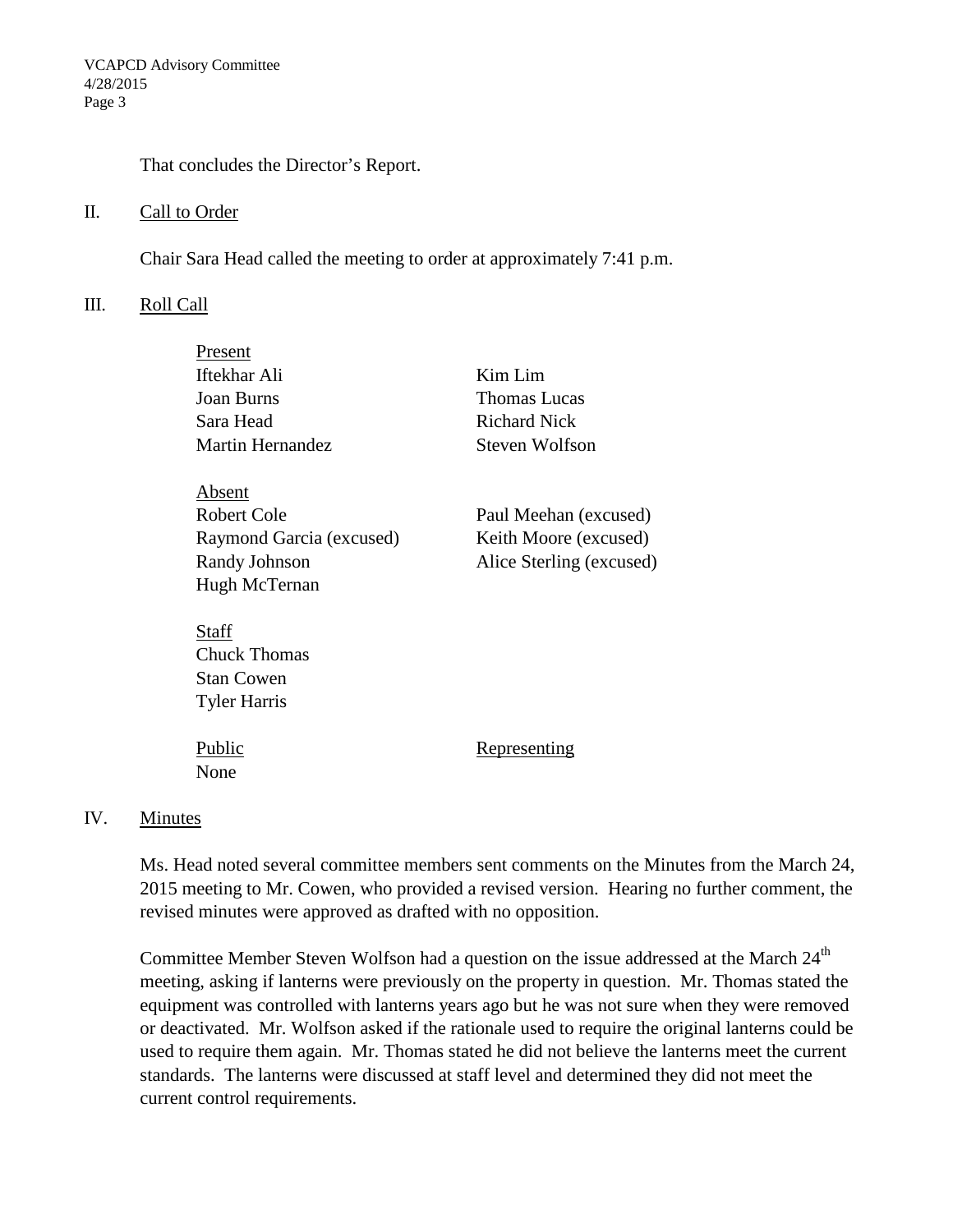That concludes the Director's Report.

## II. Call to Order

Chair Sara Head called the meeting to order at approximately 7:41 p.m.

## III. Roll Call

Present

| | |
|---|---|
| Iftekhar Ali | Kim Lim |
| Joan Burns | Thomas Lucas |
| Sara Head | Richard Nick |
| Martin Hernandez | Steven Wolfson |

Absent

| | |
|---|---|
| Robert Cole | Paul Meehan (excused) |
| Raymond Garcia (excused) | Keith Moore (excused) |
| Randy Johnson | Alice Sterling (excused) |
| Hugh McTernan | |

Staff

Chuck Thomas
Stan Cowen
Tyler Harris

| Public | Representing |
|---|---|
| None | |

## IV. Minutes

Ms. Head noted several committee members sent comments on the Minutes from the March 24, 2015 meeting to Mr. Cowen, who provided a revised version. Hearing no further comment, the revised minutes were approved as drafted with no opposition.

Committee Member Steven Wolfson had a question on the issue addressed at the March 24th meeting, asking if lanterns were previously on the property in question. Mr. Thomas stated the equipment was controlled with lanterns years ago but he was not sure when they were removed or deactivated. Mr. Wolfson asked if the rationale used to require the original lanterns could be used to require them again. Mr. Thomas stated he did not believe the lanterns meet the current standards. The lanterns were discussed at staff level and determined they did not meet the current control requirements.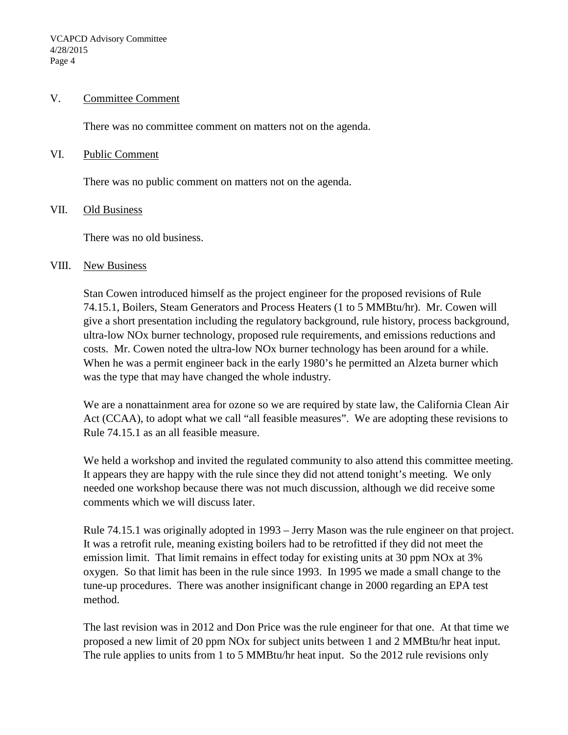## V. Committee Comment

There was no committee comment on matters not on the agenda.

## VI. Public Comment

There was no public comment on matters not on the agenda.

## VII. Old Business

There was no old business.

## VIII. New Business

Stan Cowen introduced himself as the project engineer for the proposed revisions of Rule 74.15.1, Boilers, Steam Generators and Process Heaters (1 to 5 MMBtu/hr). Mr. Cowen will give a short presentation including the regulatory background, rule history, process background, ultra-low NOx burner technology, proposed rule requirements, and emissions reductions and costs. Mr. Cowen noted the ultra-low NOx burner technology has been around for a while. When he was a permit engineer back in the early 1980's he permitted an Alzeta burner which was the type that may have changed the whole industry.

We are a nonattainment area for ozone so we are required by state law, the California Clean Air Act (CCAA), to adopt what we call "all feasible measures". We are adopting these revisions to Rule 74.15.1 as an all feasible measure.

We held a workshop and invited the regulated community to also attend this committee meeting. It appears they are happy with the rule since they did not attend tonight's meeting. We only needed one workshop because there was not much discussion, although we did receive some comments which we will discuss later.

Rule 74.15.1 was originally adopted in 1993 – Jerry Mason was the rule engineer on that project. It was a retrofit rule, meaning existing boilers had to be retrofitted if they did not meet the emission limit. That limit remains in effect today for existing units at 30 ppm NOx at 3% oxygen. So that limit has been in the rule since 1993. In 1995 we made a small change to the tune-up procedures. There was another insignificant change in 2000 regarding an EPA test method.

The last revision was in 2012 and Don Price was the rule engineer for that one. At that time we proposed a new limit of 20 ppm NOx for subject units between 1 and 2 MMBtu/hr heat input. The rule applies to units from 1 to 5 MMBtu/hr heat input. So the 2012 rule revisions only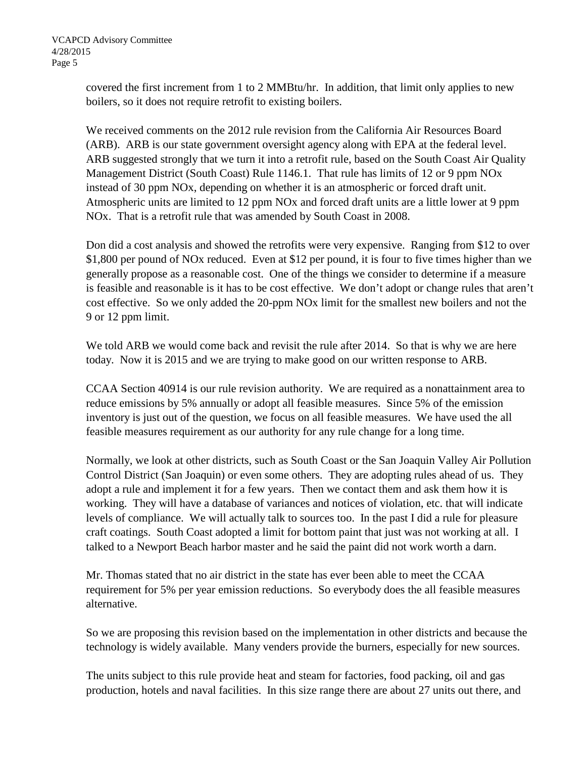covered the first increment from 1 to 2 MMBtu/hr. In addition, that limit only applies to new boilers, so it does not require retrofit to existing boilers.

We received comments on the 2012 rule revision from the California Air Resources Board (ARB). ARB is our state government oversight agency along with EPA at the federal level. ARB suggested strongly that we turn it into a retrofit rule, based on the South Coast Air Quality Management District (South Coast) Rule 1146.1. That rule has limits of 12 or 9 ppm NOx instead of 30 ppm NOx, depending on whether it is an atmospheric or forced draft unit. Atmospheric units are limited to 12 ppm NOx and forced draft units are a little lower at 9 ppm NOx. That is a retrofit rule that was amended by South Coast in 2008.

Don did a cost analysis and showed the retrofits were very expensive. Ranging from $12 to over $1,800 per pound of NOx reduced. Even at $12 per pound, it is four to five times higher than we generally propose as a reasonable cost. One of the things we consider to determine if a measure is feasible and reasonable is it has to be cost effective. We don't adopt or change rules that aren't cost effective. So we only added the 20-ppm NOx limit for the smallest new boilers and not the 9 or 12 ppm limit.

We told ARB we would come back and revisit the rule after 2014. So that is why we are here today. Now it is 2015 and we are trying to make good on our written response to ARB.

CCAA Section 40914 is our rule revision authority. We are required as a nonattainment area to reduce emissions by 5% annually or adopt all feasible measures. Since 5% of the emission inventory is just out of the question, we focus on all feasible measures. We have used the all feasible measures requirement as our authority for any rule change for a long time.

Normally, we look at other districts, such as South Coast or the San Joaquin Valley Air Pollution Control District (San Joaquin) or even some others. They are adopting rules ahead of us. They adopt a rule and implement it for a few years. Then we contact them and ask them how it is working. They will have a database of variances and notices of violation, etc. that will indicate levels of compliance. We will actually talk to sources too. In the past I did a rule for pleasure craft coatings. South Coast adopted a limit for bottom paint that just was not working at all. I talked to a Newport Beach harbor master and he said the paint did not work worth a darn.

Mr. Thomas stated that no air district in the state has ever been able to meet the CCAA requirement for 5% per year emission reductions. So everybody does the all feasible measures alternative.

So we are proposing this revision based on the implementation in other districts and because the technology is widely available. Many venders provide the burners, especially for new sources.

The units subject to this rule provide heat and steam for factories, food packing, oil and gas production, hotels and naval facilities. In this size range there are about 27 units out there, and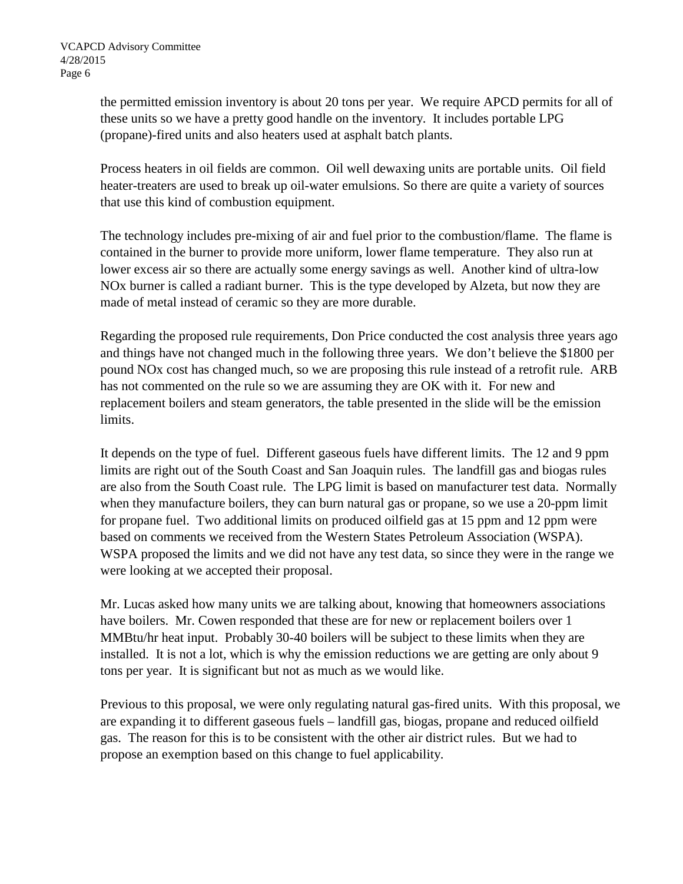the permitted emission inventory is about 20 tons per year. We require APCD permits for all of these units so we have a pretty good handle on the inventory. It includes portable LPG (propane)-fired units and also heaters used at asphalt batch plants.

Process heaters in oil fields are common. Oil well dewaxing units are portable units. Oil field heater-treaters are used to break up oil-water emulsions. So there are quite a variety of sources that use this kind of combustion equipment.

The technology includes pre-mixing of air and fuel prior to the combustion/flame. The flame is contained in the burner to provide more uniform, lower flame temperature. They also run at lower excess air so there are actually some energy savings as well. Another kind of ultra-low NOx burner is called a radiant burner. This is the type developed by Alzeta, but now they are made of metal instead of ceramic so they are more durable.

Regarding the proposed rule requirements, Don Price conducted the cost analysis three years ago and things have not changed much in the following three years. We don't believe the $1800 per pound NOx cost has changed much, so we are proposing this rule instead of a retrofit rule. ARB has not commented on the rule so we are assuming they are OK with it. For new and replacement boilers and steam generators, the table presented in the slide will be the emission limits.

It depends on the type of fuel. Different gaseous fuels have different limits. The 12 and 9 ppm limits are right out of the South Coast and San Joaquin rules. The landfill gas and biogas rules are also from the South Coast rule. The LPG limit is based on manufacturer test data. Normally when they manufacture boilers, they can burn natural gas or propane, so we use a 20-ppm limit for propane fuel. Two additional limits on produced oilfield gas at 15 ppm and 12 ppm were based on comments we received from the Western States Petroleum Association (WSPA). WSPA proposed the limits and we did not have any test data, so since they were in the range we were looking at we accepted their proposal.

Mr. Lucas asked how many units we are talking about, knowing that homeowners associations have boilers. Mr. Cowen responded that these are for new or replacement boilers over 1 MMBtu/hr heat input. Probably 30-40 boilers will be subject to these limits when they are installed. It is not a lot, which is why the emission reductions we are getting are only about 9 tons per year. It is significant but not as much as we would like.

Previous to this proposal, we were only regulating natural gas-fired units. With this proposal, we are expanding it to different gaseous fuels – landfill gas, biogas, propane and reduced oilfield gas. The reason for this is to be consistent with the other air district rules. But we had to propose an exemption based on this change to fuel applicability.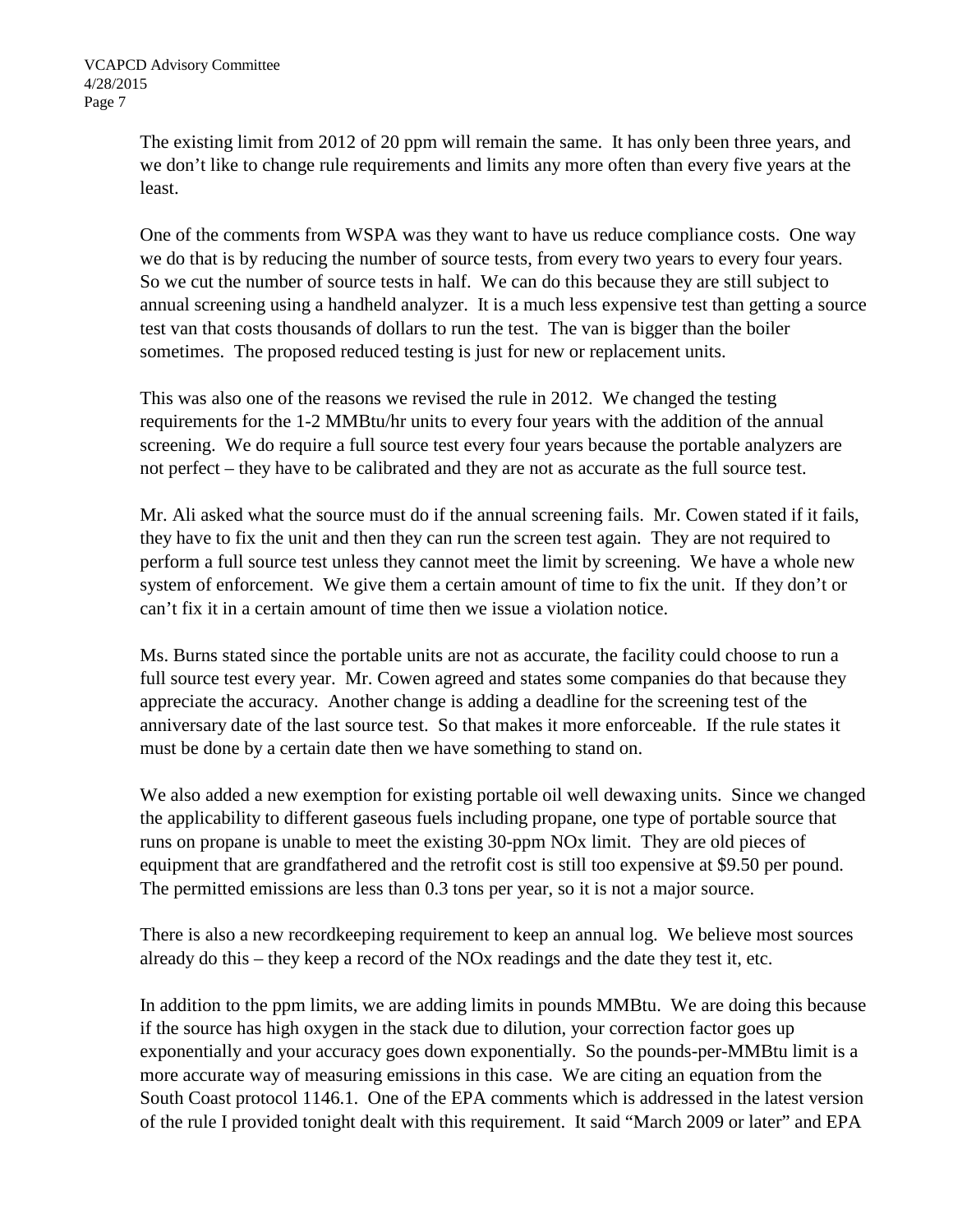The existing limit from 2012 of 20 ppm will remain the same. It has only been three years, and we don't like to change rule requirements and limits any more often than every five years at the least.

One of the comments from WSPA was they want to have us reduce compliance costs. One way we do that is by reducing the number of source tests, from every two years to every four years. So we cut the number of source tests in half. We can do this because they are still subject to annual screening using a handheld analyzer. It is a much less expensive test than getting a source test van that costs thousands of dollars to run the test. The van is bigger than the boiler sometimes. The proposed reduced testing is just for new or replacement units.

This was also one of the reasons we revised the rule in 2012. We changed the testing requirements for the 1-2 MMBtu/hr units to every four years with the addition of the annual screening. We do require a full source test every four years because the portable analyzers are not perfect – they have to be calibrated and they are not as accurate as the full source test.

Mr. Ali asked what the source must do if the annual screening fails. Mr. Cowen stated if it fails, they have to fix the unit and then they can run the screen test again. They are not required to perform a full source test unless they cannot meet the limit by screening. We have a whole new system of enforcement. We give them a certain amount of time to fix the unit. If they don't or can't fix it in a certain amount of time then we issue a violation notice.

Ms. Burns stated since the portable units are not as accurate, the facility could choose to run a full source test every year. Mr. Cowen agreed and states some companies do that because they appreciate the accuracy. Another change is adding a deadline for the screening test of the anniversary date of the last source test. So that makes it more enforceable. If the rule states it must be done by a certain date then we have something to stand on.

We also added a new exemption for existing portable oil well dewaxing units. Since we changed the applicability to different gaseous fuels including propane, one type of portable source that runs on propane is unable to meet the existing 30-ppm NOx limit. They are old pieces of equipment that are grandfathered and the retrofit cost is still too expensive at $9.50 per pound. The permitted emissions are less than 0.3 tons per year, so it is not a major source.

There is also a new recordkeeping requirement to keep an annual log. We believe most sources already do this – they keep a record of the NOx readings and the date they test it, etc.

In addition to the ppm limits, we are adding limits in pounds MMBtu. We are doing this because if the source has high oxygen in the stack due to dilution, your correction factor goes up exponentially and your accuracy goes down exponentially. So the pounds-per-MMBtu limit is a more accurate way of measuring emissions in this case. We are citing an equation from the South Coast protocol 1146.1. One of the EPA comments which is addressed in the latest version of the rule I provided tonight dealt with this requirement. It said "March 2009 or later" and EPA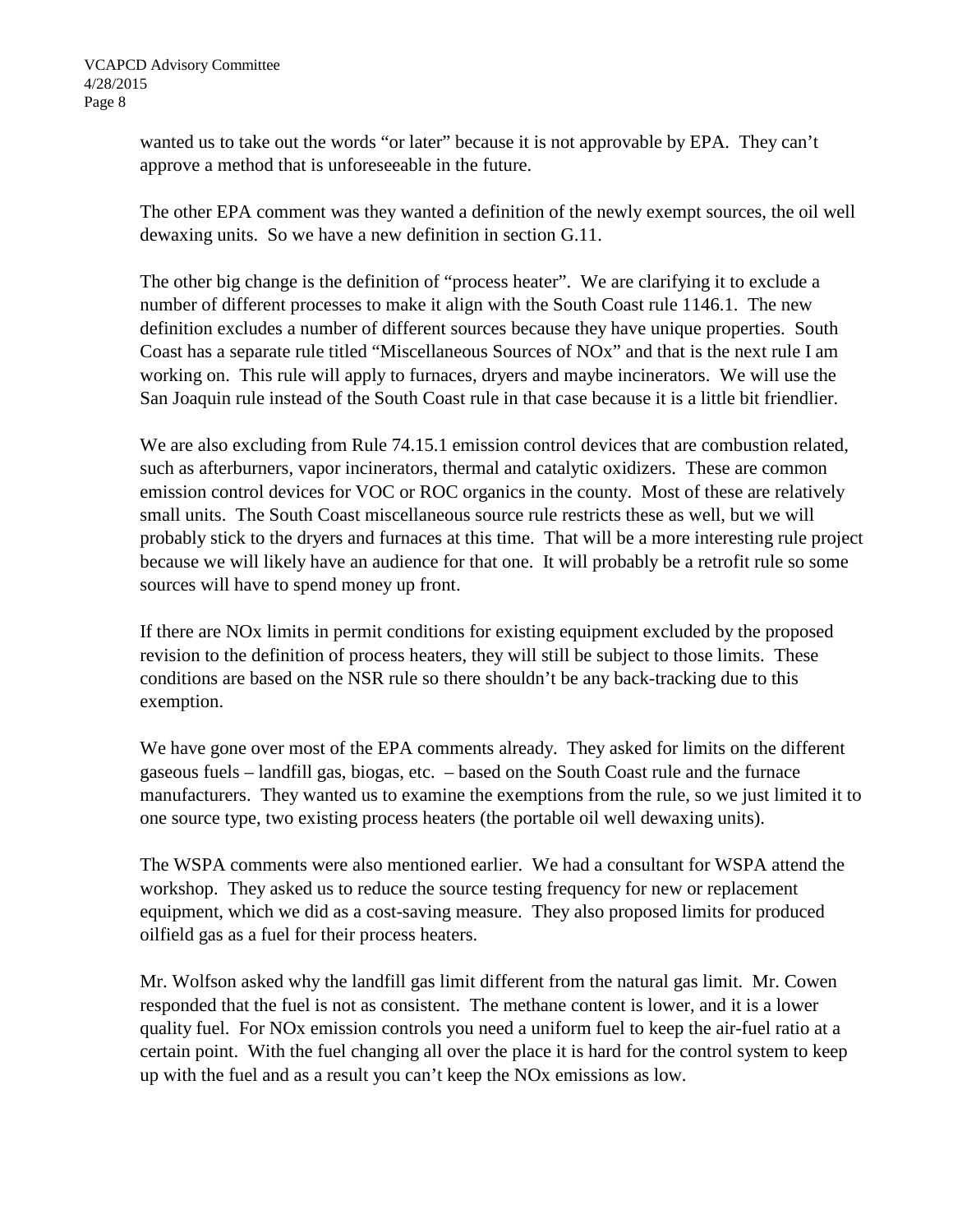wanted us to take out the words "or later" because it is not approvable by EPA. They can't approve a method that is unforeseeable in the future.

The other EPA comment was they wanted a definition of the newly exempt sources, the oil well dewaxing units. So we have a new definition in section G.11.

The other big change is the definition of "process heater". We are clarifying it to exclude a number of different processes to make it align with the South Coast rule 1146.1. The new definition excludes a number of different sources because they have unique properties. South Coast has a separate rule titled "Miscellaneous Sources of NOx" and that is the next rule I am working on. This rule will apply to furnaces, dryers and maybe incinerators. We will use the San Joaquin rule instead of the South Coast rule in that case because it is a little bit friendlier.

We are also excluding from Rule 74.15.1 emission control devices that are combustion related, such as afterburners, vapor incinerators, thermal and catalytic oxidizers. These are common emission control devices for VOC or ROC organics in the county. Most of these are relatively small units. The South Coast miscellaneous source rule restricts these as well, but we will probably stick to the dryers and furnaces at this time. That will be a more interesting rule project because we will likely have an audience for that one. It will probably be a retrofit rule so some sources will have to spend money up front.

If there are NOx limits in permit conditions for existing equipment excluded by the proposed revision to the definition of process heaters, they will still be subject to those limits. These conditions are based on the NSR rule so there shouldn't be any back-tracking due to this exemption.

We have gone over most of the EPA comments already. They asked for limits on the different gaseous fuels – landfill gas, biogas, etc. – based on the South Coast rule and the furnace manufacturers. They wanted us to examine the exemptions from the rule, so we just limited it to one source type, two existing process heaters (the portable oil well dewaxing units).

The WSPA comments were also mentioned earlier. We had a consultant for WSPA attend the workshop. They asked us to reduce the source testing frequency for new or replacement equipment, which we did as a cost-saving measure. They also proposed limits for produced oilfield gas as a fuel for their process heaters.

Mr. Wolfson asked why the landfill gas limit different from the natural gas limit. Mr. Cowen responded that the fuel is not as consistent. The methane content is lower, and it is a lower quality fuel. For NOx emission controls you need a uniform fuel to keep the air-fuel ratio at a certain point. With the fuel changing all over the place it is hard for the control system to keep up with the fuel and as a result you can't keep the NOx emissions as low.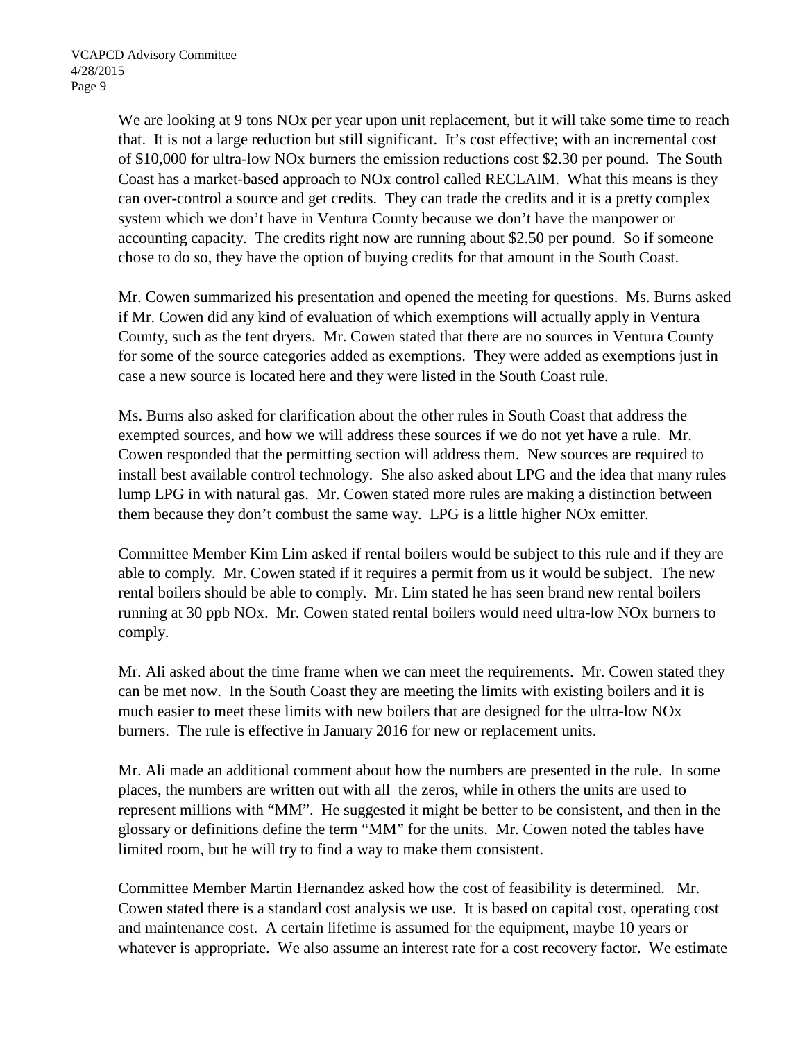We are looking at 9 tons NOx per year upon unit replacement, but it will take some time to reach that. It is not a large reduction but still significant. It's cost effective; with an incremental cost of $10,000 for ultra-low NOx burners the emission reductions cost $2.30 per pound. The South Coast has a market-based approach to NOx control called RECLAIM. What this means is they can over-control a source and get credits. They can trade the credits and it is a pretty complex system which we don't have in Ventura County because we don't have the manpower or accounting capacity. The credits right now are running about $2.50 per pound. So if someone chose to do so, they have the option of buying credits for that amount in the South Coast.

Mr. Cowen summarized his presentation and opened the meeting for questions. Ms. Burns asked if Mr. Cowen did any kind of evaluation of which exemptions will actually apply in Ventura County, such as the tent dryers. Mr. Cowen stated that there are no sources in Ventura County for some of the source categories added as exemptions. They were added as exemptions just in case a new source is located here and they were listed in the South Coast rule.

Ms. Burns also asked for clarification about the other rules in South Coast that address the exempted sources, and how we will address these sources if we do not yet have a rule. Mr. Cowen responded that the permitting section will address them. New sources are required to install best available control technology. She also asked about LPG and the idea that many rules lump LPG in with natural gas. Mr. Cowen stated more rules are making a distinction between them because they don't combust the same way. LPG is a little higher NOx emitter.

Committee Member Kim Lim asked if rental boilers would be subject to this rule and if they are able to comply. Mr. Cowen stated if it requires a permit from us it would be subject. The new rental boilers should be able to comply. Mr. Lim stated he has seen brand new rental boilers running at 30 ppb NOx. Mr. Cowen stated rental boilers would need ultra-low NOx burners to comply.

Mr. Ali asked about the time frame when we can meet the requirements. Mr. Cowen stated they can be met now. In the South Coast they are meeting the limits with existing boilers and it is much easier to meet these limits with new boilers that are designed for the ultra-low NOx burners. The rule is effective in January 2016 for new or replacement units.

Mr. Ali made an additional comment about how the numbers are presented in the rule. In some places, the numbers are written out with all the zeros, while in others the units are used to represent millions with "MM". He suggested it might be better to be consistent, and then in the glossary or definitions define the term "MM" for the units. Mr. Cowen noted the tables have limited room, but he will try to find a way to make them consistent.

Committee Member Martin Hernandez asked how the cost of feasibility is determined. Mr. Cowen stated there is a standard cost analysis we use. It is based on capital cost, operating cost and maintenance cost. A certain lifetime is assumed for the equipment, maybe 10 years or whatever is appropriate. We also assume an interest rate for a cost recovery factor. We estimate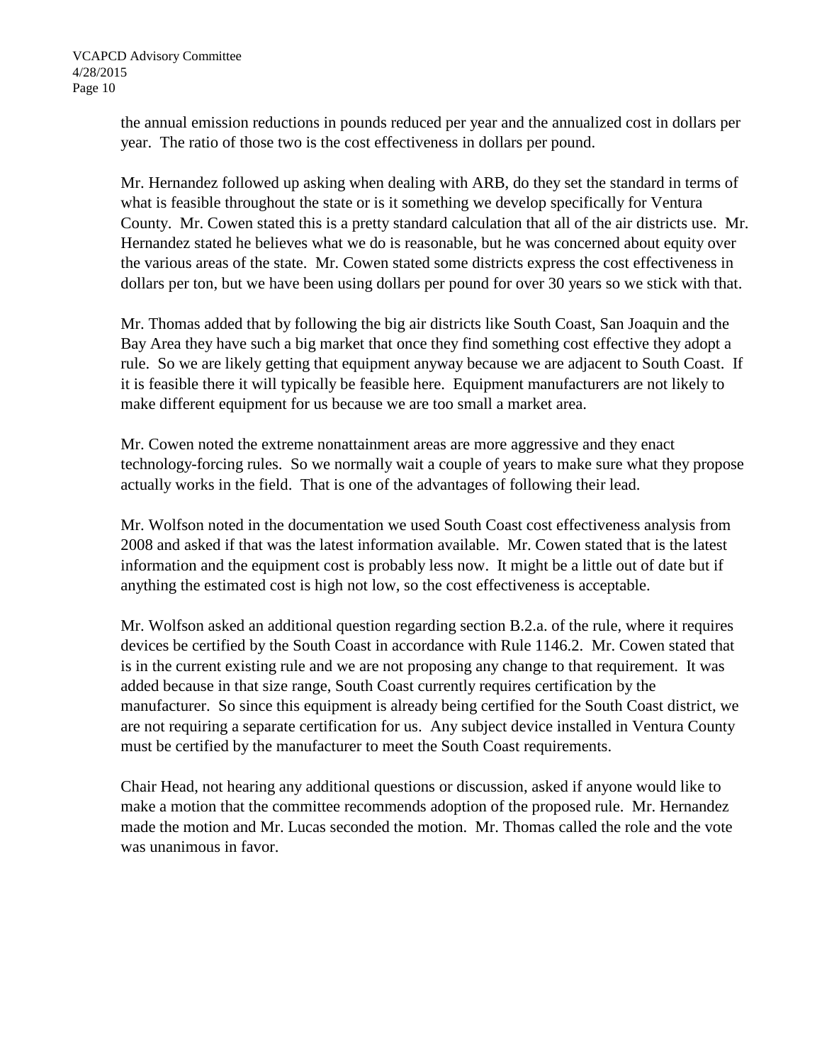the annual emission reductions in pounds reduced per year and the annualized cost in dollars per year. The ratio of those two is the cost effectiveness in dollars per pound.

Mr. Hernandez followed up asking when dealing with ARB, do they set the standard in terms of what is feasible throughout the state or is it something we develop specifically for Ventura County. Mr. Cowen stated this is a pretty standard calculation that all of the air districts use. Mr. Hernandez stated he believes what we do is reasonable, but he was concerned about equity over the various areas of the state. Mr. Cowen stated some districts express the cost effectiveness in dollars per ton, but we have been using dollars per pound for over 30 years so we stick with that.

Mr. Thomas added that by following the big air districts like South Coast, San Joaquin and the Bay Area they have such a big market that once they find something cost effective they adopt a rule. So we are likely getting that equipment anyway because we are adjacent to South Coast. If it is feasible there it will typically be feasible here. Equipment manufacturers are not likely to make different equipment for us because we are too small a market area.

Mr. Cowen noted the extreme nonattainment areas are more aggressive and they enact technology-forcing rules. So we normally wait a couple of years to make sure what they propose actually works in the field. That is one of the advantages of following their lead.

Mr. Wolfson noted in the documentation we used South Coast cost effectiveness analysis from 2008 and asked if that was the latest information available. Mr. Cowen stated that is the latest information and the equipment cost is probably less now. It might be a little out of date but if anything the estimated cost is high not low, so the cost effectiveness is acceptable.

Mr. Wolfson asked an additional question regarding section B.2.a. of the rule, where it requires devices be certified by the South Coast in accordance with Rule 1146.2. Mr. Cowen stated that is in the current existing rule and we are not proposing any change to that requirement. It was added because in that size range, South Coast currently requires certification by the manufacturer. So since this equipment is already being certified for the South Coast district, we are not requiring a separate certification for us. Any subject device installed in Ventura County must be certified by the manufacturer to meet the South Coast requirements.

Chair Head, not hearing any additional questions or discussion, asked if anyone would like to make a motion that the committee recommends adoption of the proposed rule. Mr. Hernandez made the motion and Mr. Lucas seconded the motion. Mr. Thomas called the role and the vote was unanimous in favor.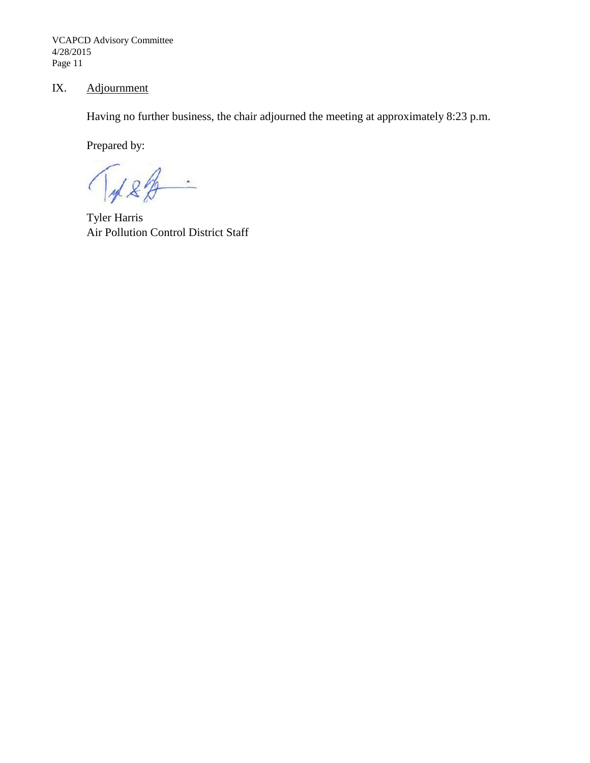## IX. Adjournment

Having no further business, the chair adjourned the meeting at approximately 8:23 p.m.

Prepared by:

Tyler Harris
Air Pollution Control District Staff